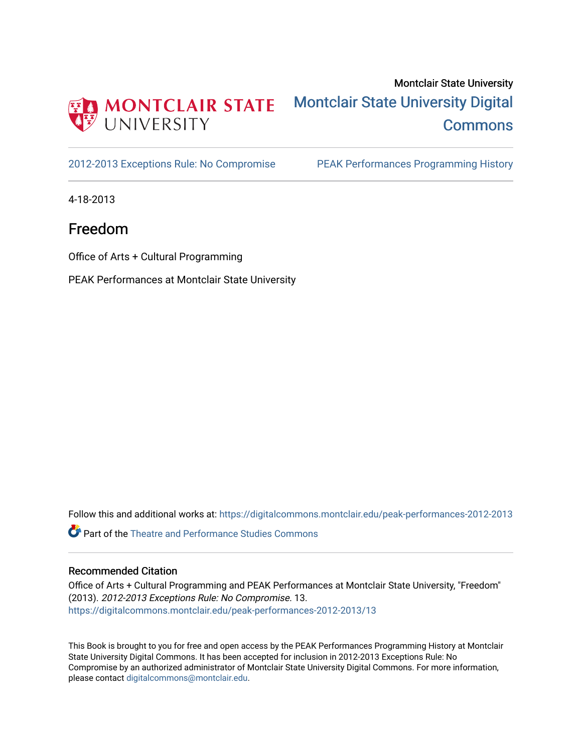Montclair State University

Montclair State University Digital Commons

2012-2013 Exceptions Rule: No Compromise

PEAK Performances Programming History

4-18-2013

# Freedom

Office of Arts + Cultural Programming

PEAK Performances at Montclair State University

Follow this and additional works at: https://digitalcommons.montclair.edu/peak-performances-2012-2013

Part of the Theatre and Performance Studies Commons

## Recommended Citation

Office of Arts + Cultural Programming and PEAK Performances at Montclair State University, "Freedom" (2013). *2012-2013 Exceptions Rule: No Compromise*. 13.
https://digitalcommons.montclair.edu/peak-performances-2012-2013/13

This Book is brought to you for free and open access by the PEAK Performances Programming History at Montclair State University Digital Commons. It has been accepted for inclusion in 2012-2013 Exceptions Rule: No Compromise by an authorized administrator of Montclair State University Digital Commons. For more information, please contact digitalcommons@montclair.edu.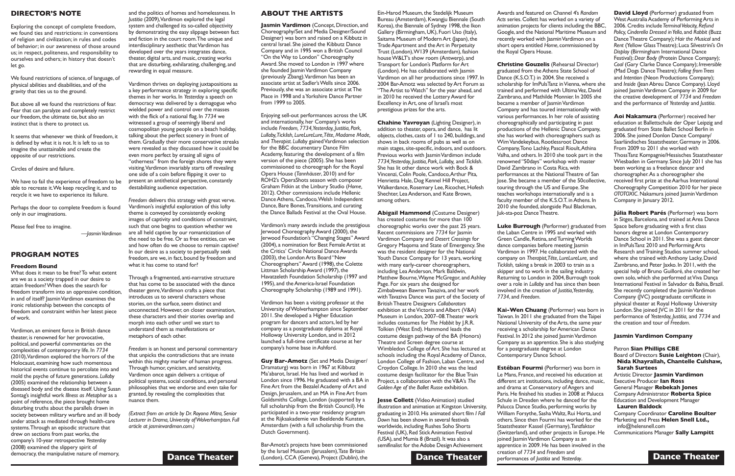## DIRECTOR'S NOTE

Exploring the concept of complete freedom, we found ties and restrictions: in conventions of religion and civilization; in rules and codes of behavior; in our awareness of those around us; in respect, politeness, and responsibility to ourselves and others; in history that doesn't let go.

We found restrictions of science, of language, of physical abilities and disabilities, and of the gravity that ties us to the ground.

But above all we found the restrictions of fear. Fear that can paralyze and completely restrict our freedom, the ultimate tie, but also an instinct that is there to protect us.

It seems that whenever we think of freedom, it is defined by what it is not. It is left to us to imagine the unattainable and create the opposite of our restrictions.

Circles of desire and failure.

We have to fail the experience of freedom to be able to recreate it. We keep recycling it, and to recycle it we have to experience its failure.

Perhaps the door to complete freedom is found only in our imaginations.

Please feel free to imagine.

*—Jasmin Vardimon*

## PROGRAM NOTES

### Freedom Bound

What does it mean to be free? To what extent are we as a society trapped in our desire to attain freedom? When does the search for freedom transform into an oppressive condition, in and of itself? Jasmin Vardimon examines the ironic relationship between the concepts of freedom and constraint within her latest piece of work.

Vardimon, an eminent force in British dance theater, is renowned for her provocative, political, and powerful commentaries on the complexities of contemporary life. In *7734* (2010), Vardimon explored the horrors of the Holocaust, examining how such momentous historical events continue to percolate into and mold the psyche of future generations. *Lullaby* (2005) examined the relationship between a diseased body and the disease itself. Using Susan Sontag's insightful work *Illness as Metaphor* as a point of reference, the piece brought home disturbing truths about the parallels drawn in society between military warfare and an ill body under attack as mediated through health-care systems. Through an episodic structure that drew on sections from past works, the company's 10-year retrospective *Yesterday* (2008) examined the slippery spirit of democracy, the manipulative nature of memory, and the politics of homes and homelessness. In *Justitia* (2009), Vardimon explored the legal system and challenged its so-called objectivity by demonstrating the easy slippage between fact and fiction in the court room. The unique and interdisciplinary aesthetic that Vardimon has developed over the years integrates dance, theater, digital arts, and music, creating works that are disturbing, exhilarating, challenging, and rewarding in equal measure.

Vardimon thrives on deploying juxtapositions as a key performance strategy in exploring specific themes in her works. In *Yesterday* a speech on democracy was delivered by a demagogue who wielded power and control over the masses with the flick of a national flag. In *7734* we witnessed a group of seemingly liberal and cosmopolitan young people on a beach holiday, talking about the perfect scenery in front of them. Gradually their more conservative streaks were revealed as they discussed how it could be even more perfect by erasing all signs of "otherness" from the foreign shores they were visiting. Vardimon invariably starts off revealing one side of a coin before flipping it over to present an antithetical perspective, constantly destabilizing audience expectation.

*Freedom* delivers this strategy with great verve. Vardimon's insightful exploration of this lofty theme is conveyed by consistently evoking images of captivity and conditions of constraint, such that one begins to question whether we are all held captive by our romanticization of the need to be free. Or as free entities, can we and how often do we choose to remain captive? In our desire as a society to perpetually seek freedom, are we, in fact, bound by freedom and what it has come to stand for?

Through a fragmented, anti-narrative structure that has come to be associated with the dance theater genre, Vardimon crafts a piece that introduces us to several characters whose stories, on the surface, seem distinct and unconnected. However, on closer examination, these characters and their stories overlap and morph into each other until we start to understand them as manifestations or metaphors of each other.

*Freedom* is an honest and personal commentary that unpicks the contradictions that are innate within this mighty marker of human progress. Through humor, cynicism, and sensitivity, Vardimon once again delivers a critique of political systems, social conditions, and personal philosophies that we endorse and even take for granted, by revealing the complexities that nuance them.

*(Extract from an article by Dr. Royona Mitra, Senior Lecturer in Drama, University of Wolverhampton. Full article at jasminvardimon.com.)*

## ABOUT THE ARTISTS

**Jasmin Vardimon** (Concept, Direction, and Choreography/Set and Media Designer/Sound Designer) was born and raised on a Kibbutz in central Israel. She joined the Kibbutz Dance Company and in 1995 won a British Council "On the Way to London" Choreography Award. She moved to London in 1997 where she founded Jasmin Vardimon Company (previously Zbang). Vardimon has been an associate artist at Sadler's Wells since 2006. Previously, she was an associate artist at The Place in 1998 and a Yorkshire Dance Partner from 1999 to 2005.

Enjoying sell-out performances across the UK and internationally, her Company's works include *Freedom, 7734, Yesterday, Justitia, Park, Lullaby, Ticklish, LureLureLure, Tête, Madame Made,* and *Therapist. Lullaby* gained Vardimon selection for the BBC documentary Dance Film Academy, featuring the development of a film version of the piece (2005). She has been commissioned to choreograph for the Royal Opera House (*Tannhäuser*, 2010) and for ROH2's OperaShots season with composer Graham Fitkin at the Linbury Studio (*Home*, 2012). Other commissions include Hellenic Dance Athens, Candoco, Welsh Independent Dance, Bare Bones, Transitions, and curating the Dance Ballads Festival at the Oval House.

Vardimon's many awards include the prestigious Jerwood Choreography Award (2000), the Jerwood Foundation's "Changing Stages" Award (2004), a nomination for Best Female Artist at the Critics' Circle National Dance Awards (2003), the London Arts Board "New Choreographers" Award (1998), the Colette Littman Scholarship Award (1997), the Havatzeleth Foundation Scholarship (1997 and 1995), and the America-Israel Foundation Choreography Scholarship (1989 and 1991).

Vardimon has been a visiting professor at the University of Wolverhampton since September 2011. She developed a Higher Education program for dancers and actors, led by her company as a postgraduate diploma at Royal Holloway University London, and in 2012 launched a full-time certificate course at her company's home base in Ashford.

**Guy Bar-Amotz** (Set and Media Designer/Dramaturg) was born in 1967 at Kibbutz Ma'abarot, Israel. He has lived and worked in London since 1996. He graduated with a BA in Fine Art from the Bezalel Academy of Art and Design, Jerusalem, and an MA in Fine Art from Goldsmiths College, London (supported by a full scholarship from the British Council). He participated in a two-year residency program at the Rijksakademie van Beeldende Kunsten, Amsterdam (with a full scholarship from the Dutch Government).

Bar-Amotz's projects have been commissioned by the Israel Museum (Jerusalem), Tate Britain (London), CCA (Geneva), Project (Dublin), the Ein-Harod Museum, the Stedelijk Museum Bureau (Amsterdam), Kwangju Biennale (South Korea), the Biennale of Sydney 1998, the Ikon Gallery (Birmingham, UK), Fuori Uso (Italy), Saitama Museum of Modern Art (Japan), the Trade Apartment and the Art in Perpetuity Trust (London), W139 (Amsterdam), fashion house W&LT's show room (Antwerp), and Transport for London's Platform for Art (London). He has collaborated with Jasmin Vardimon on all her productions since 1997. In 2004 Bar-Amotz was selected by Art Forum as "The Artist to Watch" for the year ahead, and in 2010 he received the Lottery Award for Excellency in Art, one of Israel's most prestigious prizes for the arts.

**Chahine Yavroyan** (Lighting Designer), in addition to theater, opera, and dance, has lit objects, clothes, casts of 1 to 240, buildings, and shows in back rooms of pubs as well as on main stages, site-specific, indoors, and outdoors. Previous works with Jasmin Vardimon include *7734, Yesterday, Justitia, Park, Lullaby,* and *Ticklish*. She has lit other dance work with Bock & Vincenzi, Colin Poole, Candoco, Arthur Pita, Henrietta Hale, Dog Kennel Hill Project, Walkerdance, Rosemary Lee, Ricochet, Hofesh Shechter, Lea Anderson, and Kate Brown, among others.

**Abigail Hammond** (Costume Designer) has created costumes for more than 100 choreographic works over the past 25 years. Recent commissions are *7734* for Jasmin Vardimon Company and *Desert Crossings* for Gregory Maqoma and State of Emergency. She was the resident designer for the National Youth Dance Company for 13 years, working with many early-career choreographers, including Lea Anderson, Mark Baldwin, Matthew Bourne, Wayne McGregor, and Ashley Page. For six years she designed for Zimbabwean Bawren Tavaziva, and her work with Tavaziva Dance was part of the Society of British Theatre Designers *Collaborators* exhibition at the Victoria and Albert (V&A) Museum in London, 2007–08. Theater work includes costumes for *The Hobbit* by J.R.R. Tolkien (West End). Hammond leads the costume design pathway of the BA (Honors) Theatre and Screen degree course at Wimbledon College of Art. She has lectured at schools including the Royal Academy of Dance, London College of Fashion, Laban Centre, and Croydon College. In 2010 she was the lead costume design facilitator for the Blue Train Project, a collaboration with the V&A's *The Golden Age of the Ballet Russe* exhibition.

**Jesse Collett** (Video Animation) studied illustration and animation at Kingston University, graduating in 2010. His animated short film *I Fall Down* has been shown in several festivals worldwide, including Rushes Soho Shorts Festival (UK), Red Stick Animation Festival (USA), and Mumia 8 (Brazil). It was also a semifinalist for the Adobe Design Achievement Awards and featured on Channel 4's *Random Acts* series. Collett has worked on a variety of animation projects for clients including the BBC, Google, and the National Maritime Museum and recently worked with Jasmin Vardimon on a short opera entitled *Home*, commissioned by the Royal Opera House.

**Christine Gouzelis** (Rehearsal Director) graduated from the Athens State School of Dance (K.S.O.T.) in 2004. She received a scholarship for ImPulsTanz in Vienna, where she trained and performed with Ultima Vez, David Zambrano, and Mathilde Monnier. In 2005 she became a member of Jasmin Vardimon Company and has toured internationally with various performances. In her role of assisting choreography and participating in past productions of the Hellenic Dance Company, she has worked with choreographers such as Wim Vandekeybus, Rootlessroot Dance Company, Tono Lachky, Pascal Rioult, Athina Valha, and others. In 2010 she took part in the renowned "50days" workshop with master David Zambrano in Costa Rica, with performances at the National Theatre of San Jose. She became a member of the 50collective, touring through the US and Europe. She teaches workshops internationally and is a faculty member of the K.S.O.T. in Athens. In 2010 she founded, alongside Paul Blackman, Juk-sta-poz Dance Theatre.

**Luke Burrough** (Performer) graduated from the Laban Centre in 1995 and worked with Green Candle, Retina, and Turning Worlds dance companies before meeting Jasmin Vardimon in 1997. He collaborated with the company on *Therapist, Tête, LureLureLure,* and *Ticklish*, taking a break in 2003 to train as a skipper and to work in the sailing industry. Returning to London in 2004, Burrough took over a role in *Lullaby* and has since then been involved in the creation of *Justitia, Yesterday, 7734*, and *Freedom*.

**Kai-Wen Chuang** (Performer) was born in Taiwan. In 2011 she graduated from the Taipei National University of the Arts, the same year receiving a scholarship for American Dance Festival. In 2012 she joined Jasmin Vardimon Company as an apprentice. She is also studying for a postgraduate degree at London Contemporary Dance School.

**Estéban Fourmi** (Performer) was born in Le Mans, France, and received his education at different art institutions, including dance, music, and drama at Conservatory of Angers and Paris. He finished his studies in 2008 at Palucca Schule in Dresden where he danced for the Palucca Dance Studio, performing works by William Forsythe, Sasha Waltz, Rui Horta, and others. Since then Fourmi has worked for the Staatstheater Kassel (Germany), Tanzfaktor (Switzerland), and other projects in Europe. He joined Jasmin Vardimon Company as an apprentice in 2009. He has been involved in the creation of *7734* and *Freedom* and performances of *Justitia* and *Yesterday*.

**David Lloyd** (Performer) graduated from West Australia Academy of Performing Arts in 2006. Credits include *Terminal Velocity, Refund Policy, Cinderella Dressed in Yella*, and *Rabbit* (Buzz Dance Theatre Company); *Hair the Musical* and *Rent* (Yellow Glass Theatre); Luca Silvestrini's *On Display* (Birmingham International Dance Festival); *Dear Body* (Protein Dance Company); *Coal* (Gary Clarke Dance Company); *Irreversible* (Mad Dogs Dance Theatre); *Falling from Trees* and *Intention* (Neon Productions Company); and *Inside* (Jean Abreu Dance Company). Lloyd joined Jasmin Vardimon Company in 2009 for the creative development of *7734* and *Freedom* and the performance of *Yesterday* and *Justitia*.

**Aoi Nakamura** (Performer) received her education at Ballettschule der Oper Leipzig and graduated from State Ballet School Berlin in 2006. She joined Donlon Dance Company/Saarländisches Staatstheater, Germany in 2006. From 2009 to 2011 she worked with ThossTanz Kompagnie/Hessisches Staatstheater Wiesbaden in Germany. Since July 2011 she has been working as a freelance dancer and choreographer. As a choreographer she received first prize at the Aarhus International Choreography Competition 2010 for her piece *OTOTOXIC*. Nakamura joined Jasmin Vardimon Company in January 2012.

**Júlia Robert Parés** (Performer) was born in Sitges, Barcelona, and trained at Area Dance Space before graduating with a first class honors degree at London Contemporary Dance School in 2011. She was a guest dancer in ImPulsTanz 2010 and Performing Arts Research and Training Studios summer school, where she trained with Anthony Lacky, David Zambrano, and Peter Jaxko. In 2011, with the special help of Bruno Guilloré, she created her own solo, which she performed at Viva Dança International Festival in Salvador da Bahia, Brazil. She recently completed the Jasmin Vardimon Company (JVC) postgraduate certificate in physical theater at Royal Holloway University London. She joined JVC in 2011 for the performance of *Yesterday, Justitia,* and *7734* and the creation and tour of *Freedom*.

### Jasmin Vardimon Company

Patron **Sian Phillips CBE**
Board of Directors **Susie Leighton** (Chair), **Nida Khayrallah, Chantelle Culshaw, Sarah Surtees**
Artistic Director **Jasmin Vardimon**
Executive Producer **Ian Ross**
General Manager **Rebekah Jones**
Company Administrator **Roberta Spice**
Education and Development Manager **Lauren Baldock**
Company Coordinator **Caroline Boulter**
Marketing and Press **Helen Snell Ltd.,** info@helensnell.com
Communications Manager **Sally Lampitt**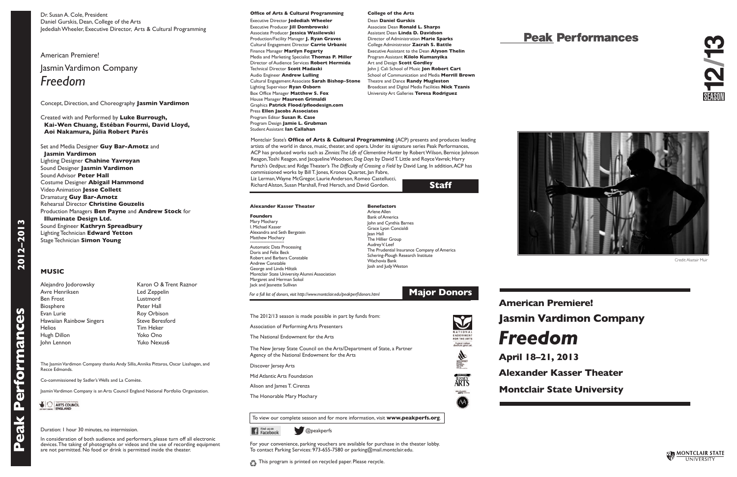Dr. Susan A. Cole, President
Daniel Gurskis, Dean, College of the Arts
Jedediah Wheeler, Executive Director, Arts & Cultural Programming

American Premiere!

# Jasmin Vardimon Company
# *Freedom*

Concept, Direction, and Choreography **Jasmin Vardimon**

Created with and Performed by **Luke Burrough, Kai-Wen Chuang, Estéban Fourmi, David Lloyd, Aoi Nakamura, Júlia Robert Parés**

Set and Media Designer **Guy Bar-Amotz** and **Jasmin Vardimon**
Lighting Designer **Chahine Yavroyan**
Sound Designer **Jasmin Vardimon**
Sound Advisor **Peter Hall**
Costume Designer **Abigail Hammond**
Video Animation **Jesse Collett**
Dramaturg **Guy Bar-Amotz**
Rehearsal Director **Christine Gouzelis**
Production Managers **Ben Payne** and **Andrew Stock** for **Illuminate Design Ltd.**
Sound Engineer **Kathryn Spreadbury**
Lighting Technician **Edward Yetton**
Stage Technician **Simon Young**

## MUSIC

Alejandro Jodorowsky
Avre Henriksen
Ben Frost
Biosphere
Evan Lurie
Hawaiian Rainbow Singers
Helios
Hugh Dillon
John Lennon
Karon O & Trent Raznor
Led Zeppelin
Lustmord
Peter Hall
Roy Orbison
Steve Beresford
Tim Heker
Yoko Ono
Yuko Nexus6

The Jasmin Vardimon Company thanks Andy Sillis, Annika Pittaros, Oscar Lisshagen, and Recce Edmonds.

Co-commissioned by Sadler's Wells and La Comète.

Jasmin Vardimon Company is an Arts Council England National Portfolio Organization.

Duration: 1 hour 30 minutes, no intermission.

In consideration of both audience and performers, please turn off all electronic devices. The taking of photographs or videos and the use of recording equipment are not permitted. No food or drink is permitted inside the theater.

## Staff

**Office of Arts & Cultural Programming**
Executive Director **Jedediah Wheeler**
Executive Producer **Jill Dombrowski**
Associate Producer **Jessica Wasilewski**
Production/Facility Manager **J. Ryan Graves**
Cultural Engagement Director **Carrie Urbanic**
Finance Manager **Marilyn Fogarty**
Media and Marketing Specialist **Thomas P. Miller**
Director of Audience Services **Robert Hermida**
Technical Director **Scott Madaski**
Audio Engineer **Andrew Lulling**
Cultural Engagement Associate **Sarah Bishop-Stone**
Lighting Supervisor **Ryan Osborn**
Box Office Manager **Matthew S. Fox**
House Manager **Maureen Grimaldi**
Graphics **Patrick Flood/pfloodesign.com**
Press **Ellen Jacobs Associates**
Program Editor **Susan R. Case**
Program Design **Jamie L. Grubman**
Student Assistant **Ian Callahan**

**College of the Arts**
Dean **Daniel Gurskis**
Associate Dean **Ronald L. Sharps**
Assistant Dean **Linda D. Davidson**
Director of Administration **Marie Sparks**
College Administrator **Zacrah S. Battle**
Executive Assistant to the Dean **Alyson Thelin**
Program Assistant **Kilolo Kumanyika**
Art and Design **Scott Gordley**
John J. Cali School of Music **Jon Robert Cart**
School of Communication and Media **Merrill Brown**
Theatre and Dance **Randy Mugleston**
Broadcast and Digital Media Facilities **Nick Tzanis**
University Art Galleries **Teresa Rodriguez**

Montclair State's **Office of Arts & Cultural Programming** (ACP) presents and produces leading artists of the world in dance, music, theater, and opera. Under its signature series Peak Performances, ACP has produced works such as *Zinnias: The Life of Clementine Hunter* by Robert Wilson, Bernice Johnson Reagon, Toshi Reagon, and Jacqueline Woodson; *Dog Days* by David T. Little and Royce Vavrek; Harry Partch's *Oedipus*; and Ridge Theater's *The Difficulty of Crossing a Field* by David Lang. In addition, ACP has commissioned works by Bill T. Jones, Kronos Quartet, Jan Fabre, Liz Lerman, Wayne McGregor, Laurie Anderson, Romeo Castellucci, Richard Alston, Susan Marshall, Fred Hersch, and David Gordon.

## Major Donors

**Alexander Kasser Theater**

**Founders**
Mary Mochary
I. Michael Kasser
Alexandra and Seth Bergstein
Matthew Mochary
------------------------
Automatic Data Processing
Doris and Felix Beck
Robert and Barbara Constable
Andrew Constable
George and Linda Hiltzik
Montclair State University Alumni Association
Margaret and Herman Sokol
Jack and Jeanette Sullivan

**Benefactors**
Arlene Allen
Bank of America
John and Cynthia Barnes
Grace Lyon Concialdi
Jean Hall
The Hillier Group
Audrey V. Leef
The Prudential Insurance Company of America
Schering-Plough Research Institute
Wachovia Bank
Josh and Judy Weston

*For a full list of donors, visit http://www.montclair.edu/peakperf/donors.html*

The 2012/13 season is made possible in part by funds from:

Association of Performing Arts Presenters

The National Endowment for the Arts

The New Jersey State Council on the Arts/Department of State, a Partner Agency of the National Endowment for the Arts

Discover Jersey Arts

Mid Atlantic Arts Foundation

Alison and James T. Cirenza

The Honorable Mary Mochary

To view our complete season and for more information, visit **www.peakperfs.org**.

Find us on Facebook @peakperfs

For your convenience, parking vouchers are available for purchase in the theater lobby. To contact Parking Services: 973-655-7580 or parking@mail.montclair.edu.

This program is printed on recycled paper. Please recycle.

# Peak Performances

12/13 SEASON

Credit: Alastair Muir

## American Premiere!
## Jasmin Vardimon Company
# *Freedom*
## April 18–21, 2013
## Alexander Kasser Theater
## Montclair State University